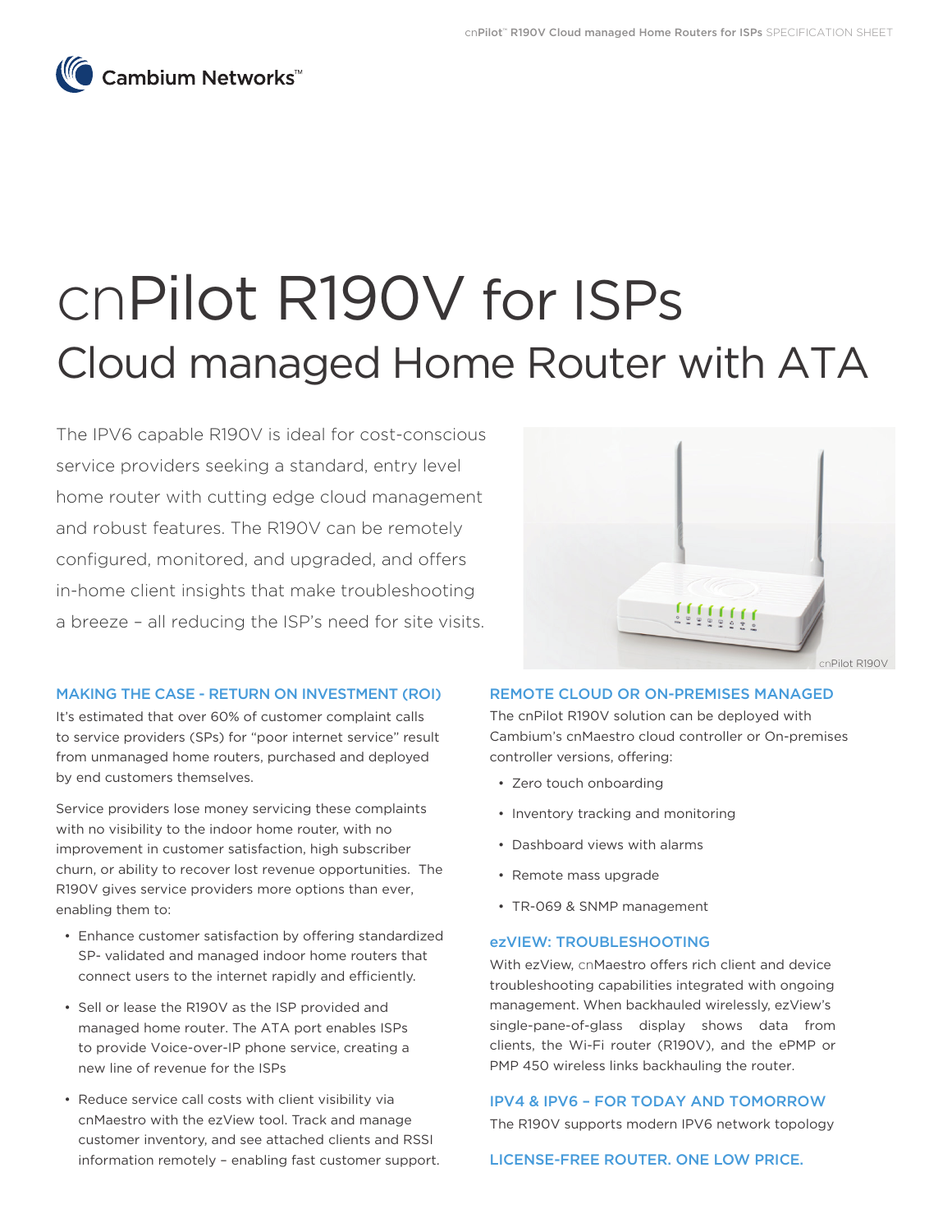Cambium Networks™

# cnPilot R190V for ISPs

## Cloud managed Home Router with ATA

The IPV6 capable R190V is ideal for cost-conscious service providers seeking a standard, entry level home router with cutting edge cloud management and robust features. The R190V can be remotely configured, monitored, and upgraded, and offers in-home client insights that make troubleshooting a breeze – all reducing the ISP's need for site visits.

cnPilot R190V

### MAKING THE CASE - RETURN ON INVESTMENT (ROI)

It's estimated that over 60% of customer complaint calls to service providers (SPs) for "poor internet service" result from unmanaged home routers, purchased and deployed by end customers themselves.

Service providers lose money servicing these complaints with no visibility to the indoor home router, with no improvement in customer satisfaction, high subscriber churn, or ability to recover lost revenue opportunities. The R190V gives service providers more options than ever, enabling them to:

- Enhance customer satisfaction by offering standardized SP- validated and managed indoor home routers that connect users to the internet rapidly and efficiently.
- Sell or lease the R190V as the ISP provided and managed home router. The ATA port enables ISPs to provide Voice-over-IP phone service, creating a new line of revenue for the ISPs
- Reduce service call costs with client visibility via cnMaestro with the ezView tool. Track and manage customer inventory, and see attached clients and RSSI information remotely – enabling fast customer support.

### REMOTE CLOUD OR ON-PREMISES MANAGED

The cnPilot R190V solution can be deployed with Cambium's cnMaestro cloud controller or On-premises controller versions, offering:

- Zero touch onboarding
- Inventory tracking and monitoring
- Dashboard views with alarms
- Remote mass upgrade
- TR-069 & SNMP management

### ezVIEW: TROUBLESHOOTING

With ezView, cnMaestro offers rich client and device troubleshooting capabilities integrated with ongoing management. When backhauled wirelessly, ezView's single-pane-of-glass display shows data from clients, the Wi-Fi router (R190V), and the ePMP or PMP 450 wireless links backhauling the router.

### IPV4 & IPV6 – FOR TODAY AND TOMORROW

The R190V supports modern IPV6 network topology

### LICENSE-FREE ROUTER. ONE LOW PRICE.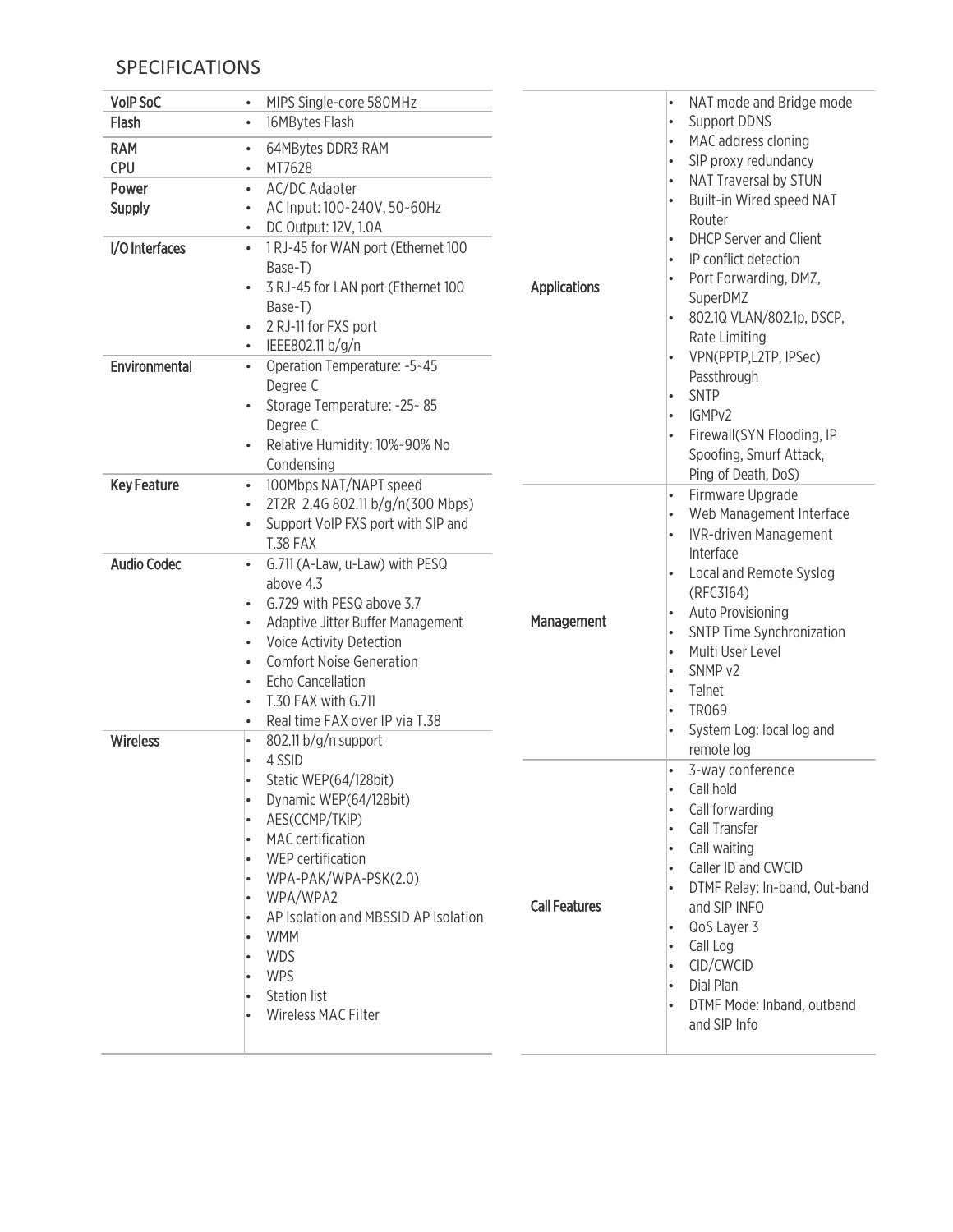## SPECIFICATIONS

| | |
|---|---|
| **VoIP SoC** | • MIPS Single-core 580MHz |
| **Flash** | • 16MBytes Flash |
| **RAM** | • 64MBytes DDR3 RAM |
| **CPU** | • MT7628 |
| **Power Supply** | • AC/DC Adapter<br>• AC Input: 100~240V, 50~60Hz<br>• DC Output: 12V, 1.0A |
| **I/O Interfaces** | • 1 RJ-45 for WAN port (Ethernet 100 Base-T)<br>• 3 RJ-45 for LAN port (Ethernet 100 Base-T)<br>• 2 RJ-11 for FXS port<br>• IEEE802.11 b/g/n |
| **Environmental** | • Operation Temperature: -5~45 Degree C<br>• Storage Temperature: -25~ 85 Degree C<br>• Relative Humidity: 10%~90% No Condensing |
| **Key Feature** | • 100Mbps NAT/NAPT speed<br>• 2T2R 2.4G 802.11 b/g/n(300 Mbps)<br>• Support VoIP FXS port with SIP and T.38 FAX |
| **Audio Codec** | • G.711 (A-Law, u-Law) with PESQ above 4.3<br>• G.729 with PESQ above 3.7<br>• Adaptive Jitter Buffer Management<br>• Voice Activity Detection<br>• Comfort Noise Generation<br>• Echo Cancellation<br>• T.30 FAX with G.711<br>• Real time FAX over IP via T.38 |
| **Wireless** | • 802.11 b/g/n support<br>• 4 SSID<br>• Static WEP(64/128bit)<br>• Dynamic WEP(64/128bit)<br>• AES(CCMP/TKIP)<br>• MAC certification<br>• WEP certification<br>• WPA-PAK/WPA-PSK(2.0)<br>• WPA/WPA2<br>• AP Isolation and MBSSID AP Isolation<br>• WMM<br>• WDS<br>• WPS<br>• Station list<br>• Wireless MAC Filter |

| | |
|---|---|
| **Applications** | • NAT mode and Bridge mode<br>• Support DDNS<br>• MAC address cloning<br>• SIP proxy redundancy<br>• NAT Traversal by STUN<br>• Built-in Wired speed NAT Router<br>• DHCP Server and Client<br>• IP conflict detection<br>• Port Forwarding, DMZ, SuperDMZ<br>• 802.1Q VLAN/802.1p, DSCP, Rate Limiting<br>• VPN(PPTP,L2TP, IPSec) Passthrough<br>• SNTP<br>• IGMPv2<br>• Firewall(SYN Flooding, IP Spoofing, Smurf Attack, Ping of Death, DoS) |
| **Management** | • Firmware Upgrade<br>• Web Management Interface<br>• IVR-driven Management Interface<br>• Local and Remote Syslog (RFC3164)<br>• Auto Provisioning<br>• SNTP Time Synchronization<br>• Multi User Level<br>• SNMP v2<br>• Telnet<br>• TR069<br>• System Log: local log and remote log |
| **Call Features** | • 3-way conference<br>• Call hold<br>• Call forwarding<br>• Call Transfer<br>• Call waiting<br>• Caller ID and CWCID<br>• DTMF Relay: In-band, Out-band and SIP INFO<br>• QoS Layer 3<br>• Call Log<br>• CID/CWCID<br>• Dial Plan<br>• DTMF Mode: Inband, outband and SIP Info |